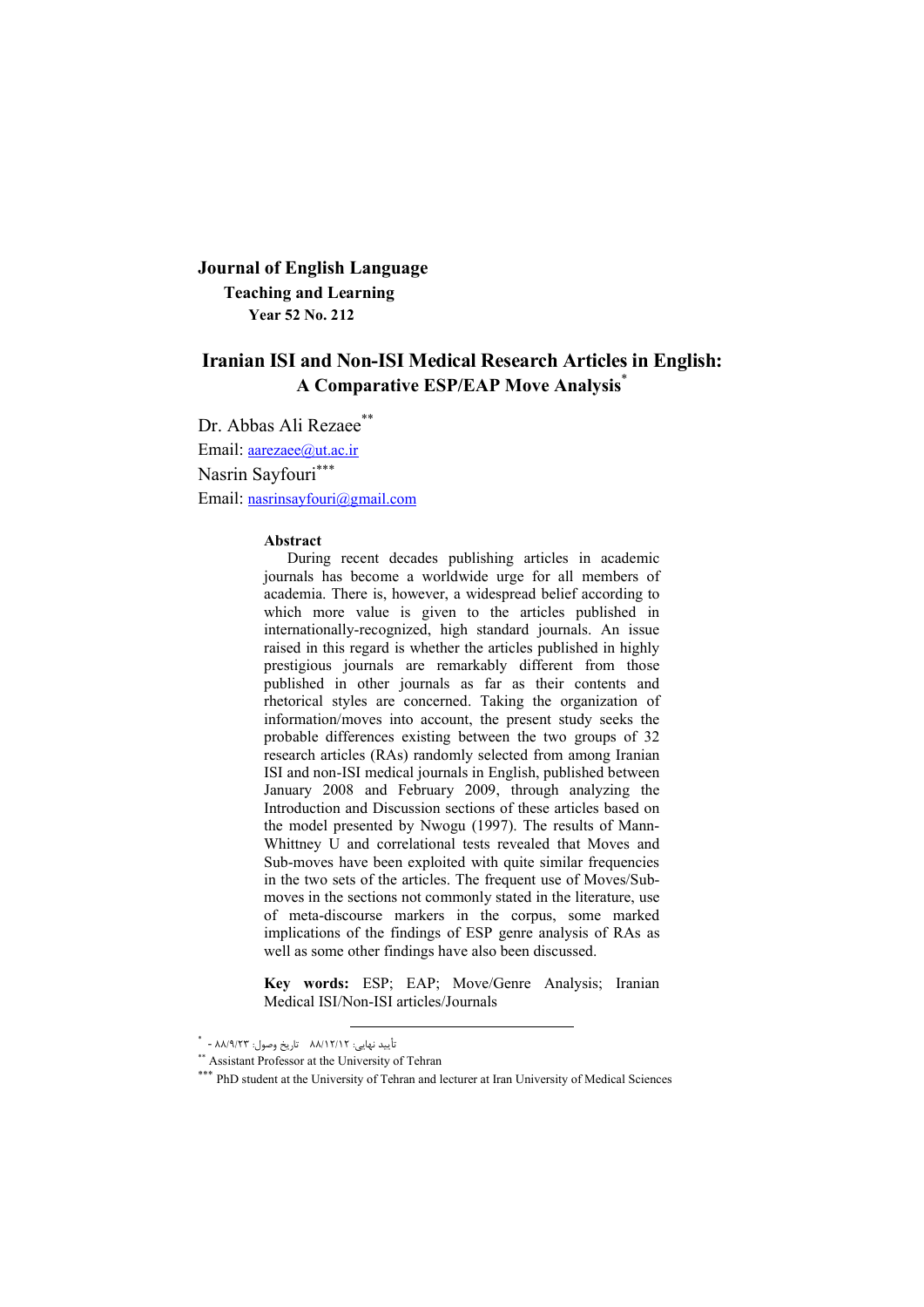**Journal of English Language**
**Teaching and Learning**
**Year 52 No. 212**

# Iranian ISI and Non-ISI Medical Research Articles in English: A Comparative ESP/EAP Move Analysis*

Dr. Abbas Ali Rezaee**
Email: aarezaee@ut.ac.ir
Nasrin Sayfouri***
Email: nasrinsayfouri@gmail.com

**Abstract**

During recent decades publishing articles in academic journals has become a worldwide urge for all members of academia. There is, however, a widespread belief according to which more value is given to the articles published in internationally-recognized, high standard journals. An issue raised in this regard is whether the articles published in highly prestigious journals are remarkably different from those published in other journals as far as their contents and rhetorical styles are concerned. Taking the organization of information/moves into account, the present study seeks the probable differences existing between the two groups of 32 research articles (RAs) randomly selected from among Iranian ISI and non-ISI medical journals in English, published between January 2008 and February 2009, through analyzing the Introduction and Discussion sections of these articles based on the model presented by Nwogu (1997). The results of Mann-Whittney U and correlational tests revealed that Moves and Sub-moves have been exploited with quite similar frequencies in the two sets of the articles. The frequent use of Moves/Sub-moves in the sections not commonly stated in the literature, use of meta-discourse markers in the corpus, some marked implications of the findings of ESP genre analysis of RAs as well as some other findings have also been discussed.

**Key words:** ESP; EAP; Move/Genre Analysis; Iranian Medical ISI/Non-ISI articles/Journals

---

* تأیید نهایی: ۸۸/۱۲/۱۲ تاریخ وصول: ۸۸/۹/۲۳ -

** Assistant Professor at the University of Tehran

*** PhD student at the University of Tehran and lecturer at Iran University of Medical Sciences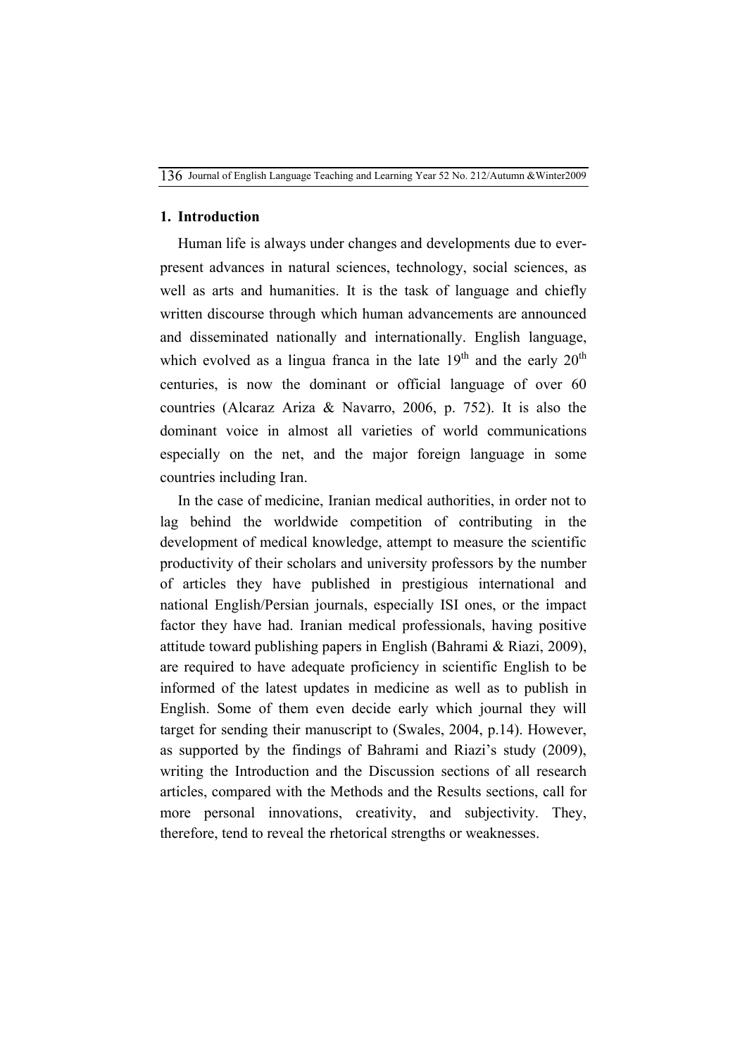## 1. Introduction

Human life is always under changes and developments due to ever-present advances in natural sciences, technology, social sciences, as well as arts and humanities. It is the task of language and chiefly written discourse through which human advancements are announced and disseminated nationally and internationally. English language, which evolved as a lingua franca in the late 19$^{th}$ and the early 20$^{th}$ centuries, is now the dominant or official language of over 60 countries (Alcaraz Ariza & Navarro, 2006, p. 752). It is also the dominant voice in almost all varieties of world communications especially on the net, and the major foreign language in some countries including Iran.

In the case of medicine, Iranian medical authorities, in order not to lag behind the worldwide competition of contributing in the development of medical knowledge, attempt to measure the scientific productivity of their scholars and university professors by the number of articles they have published in prestigious international and national English/Persian journals, especially ISI ones, or the impact factor they have had. Iranian medical professionals, having positive attitude toward publishing papers in English (Bahrami & Riazi, 2009), are required to have adequate proficiency in scientific English to be informed of the latest updates in medicine as well as to publish in English. Some of them even decide early which journal they will target for sending their manuscript to (Swales, 2004, p.14). However, as supported by the findings of Bahrami and Riazi's study (2009), writing the Introduction and the Discussion sections of all research articles, compared with the Methods and the Results sections, call for more personal innovations, creativity, and subjectivity. They, therefore, tend to reveal the rhetorical strengths or weaknesses.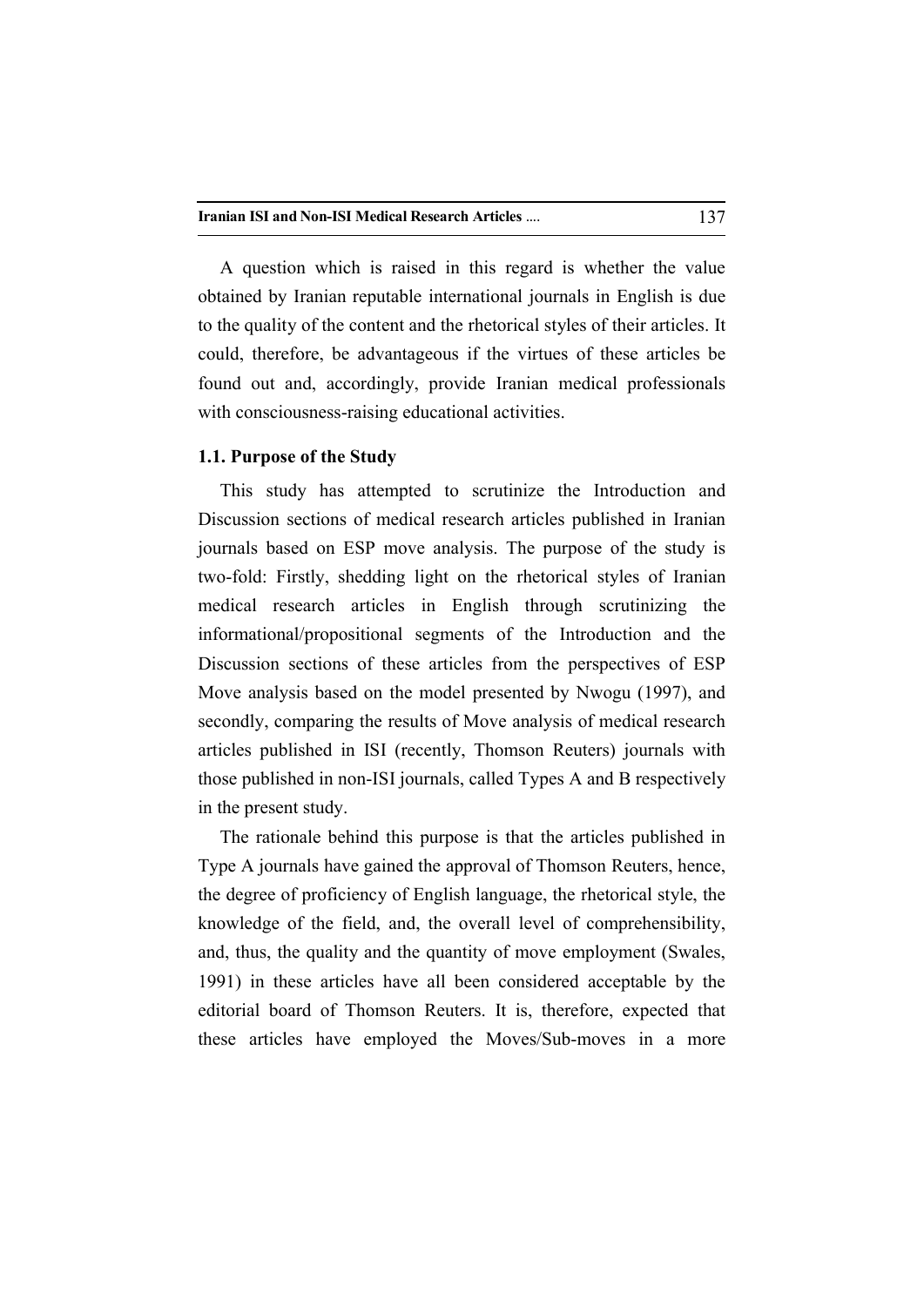A question which is raised in this regard is whether the value obtained by Iranian reputable international journals in English is due to the quality of the content and the rhetorical styles of their articles. It could, therefore, be advantageous if the virtues of these articles be found out and, accordingly, provide Iranian medical professionals with consciousness-raising educational activities.

### 1.1. Purpose of the Study

This study has attempted to scrutinize the Introduction and Discussion sections of medical research articles published in Iranian journals based on ESP move analysis. The purpose of the study is two-fold: Firstly, shedding light on the rhetorical styles of Iranian medical research articles in English through scrutinizing the informational/propositional segments of the Introduction and the Discussion sections of these articles from the perspectives of ESP Move analysis based on the model presented by Nwogu (1997), and secondly, comparing the results of Move analysis of medical research articles published in ISI (recently, Thomson Reuters) journals with those published in non-ISI journals, called Types A and B respectively in the present study.

The rationale behind this purpose is that the articles published in Type A journals have gained the approval of Thomson Reuters, hence, the degree of proficiency of English language, the rhetorical style, the knowledge of the field, and, the overall level of comprehensibility, and, thus, the quality and the quantity of move employment (Swales, 1991) in these articles have all been considered acceptable by the editorial board of Thomson Reuters. It is, therefore, expected that these articles have employed the Moves/Sub-moves in a more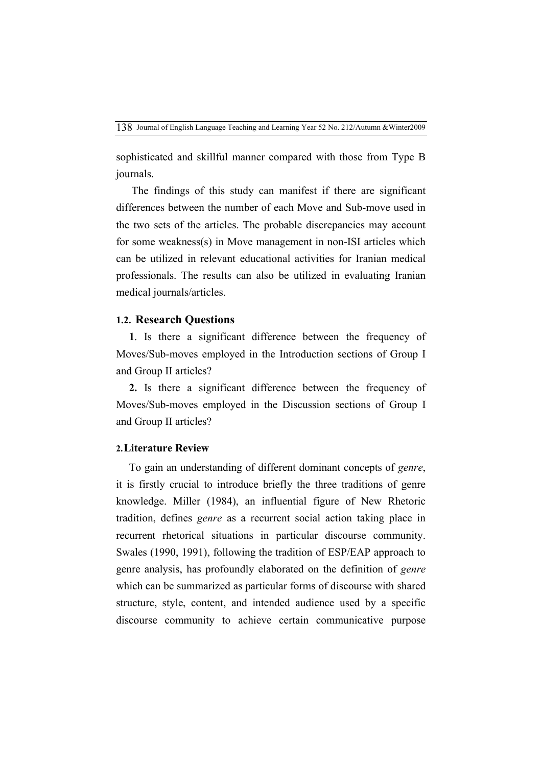sophisticated and skillful manner compared with those from Type B journals.

The findings of this study can manifest if there are significant differences between the number of each Move and Sub-move used in the two sets of the articles. The probable discrepancies may account for some weakness(s) in Move management in non-ISI articles which can be utilized in relevant educational activities for Iranian medical professionals. The results can also be utilized in evaluating Iranian medical journals/articles.

### 1.2. Research Questions

**1**. Is there a significant difference between the frequency of Moves/Sub-moves employed in the Introduction sections of Group I and Group II articles?

**2.** Is there a significant difference between the frequency of Moves/Sub-moves employed in the Discussion sections of Group I and Group II articles?

## 2. Literature Review

To gain an understanding of different dominant concepts of *genre*, it is firstly crucial to introduce briefly the three traditions of genre knowledge. Miller (1984), an influential figure of New Rhetoric tradition, defines *genre* as a recurrent social action taking place in recurrent rhetorical situations in particular discourse community. Swales (1990, 1991), following the tradition of ESP/EAP approach to genre analysis, has profoundly elaborated on the definition of *genre* which can be summarized as particular forms of discourse with shared structure, style, content, and intended audience used by a specific discourse community to achieve certain communicative purpose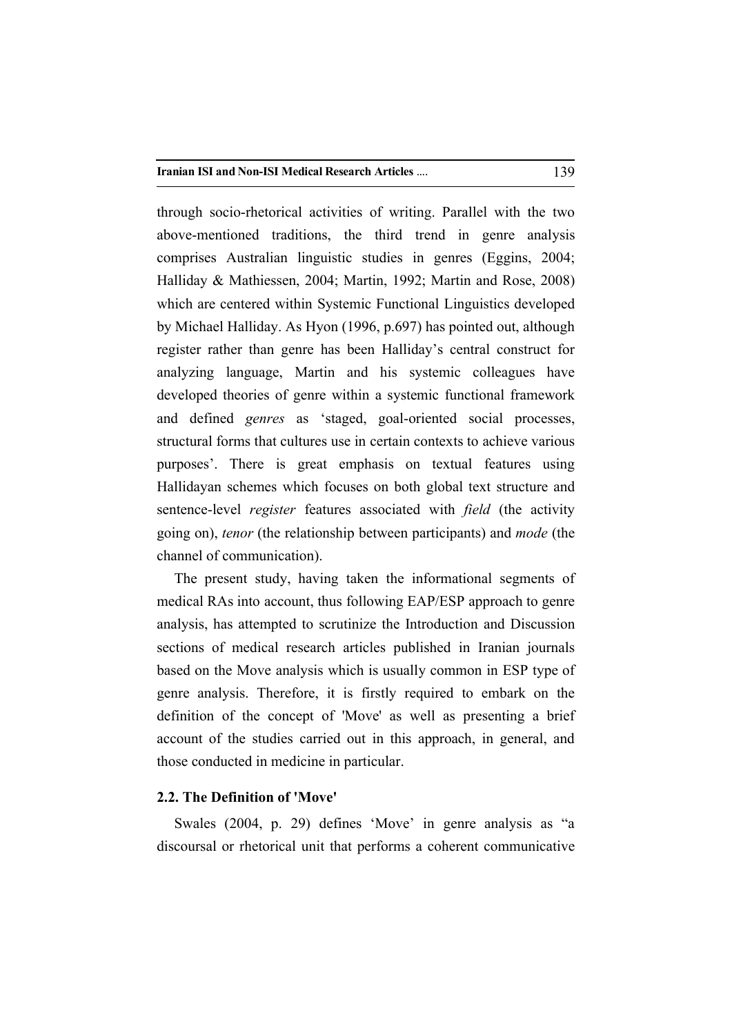through socio-rhetorical activities of writing. Parallel with the two above-mentioned traditions, the third trend in genre analysis comprises Australian linguistic studies in genres (Eggins, 2004; Halliday & Mathiessen, 2004; Martin, 1992; Martin and Rose, 2008) which are centered within Systemic Functional Linguistics developed by Michael Halliday. As Hyon (1996, p.697) has pointed out, although register rather than genre has been Halliday's central construct for analyzing language, Martin and his systemic colleagues have developed theories of genre within a systemic functional framework and defined *genres* as 'staged, goal-oriented social processes, structural forms that cultures use in certain contexts to achieve various purposes'. There is great emphasis on textual features using Hallidayan schemes which focuses on both global text structure and sentence-level *register* features associated with *field* (the activity going on), *tenor* (the relationship between participants) and *mode* (the channel of communication).

The present study, having taken the informational segments of medical RAs into account, thus following EAP/ESP approach to genre analysis, has attempted to scrutinize the Introduction and Discussion sections of medical research articles published in Iranian journals based on the Move analysis which is usually common in ESP type of genre analysis. Therefore, it is firstly required to embark on the definition of the concept of 'Move' as well as presenting a brief account of the studies carried out in this approach, in general, and those conducted in medicine in particular.

### 2.2. The Definition of 'Move'

Swales (2004, p. 29) defines 'Move' in genre analysis as "a discoursal or rhetorical unit that performs a coherent communicative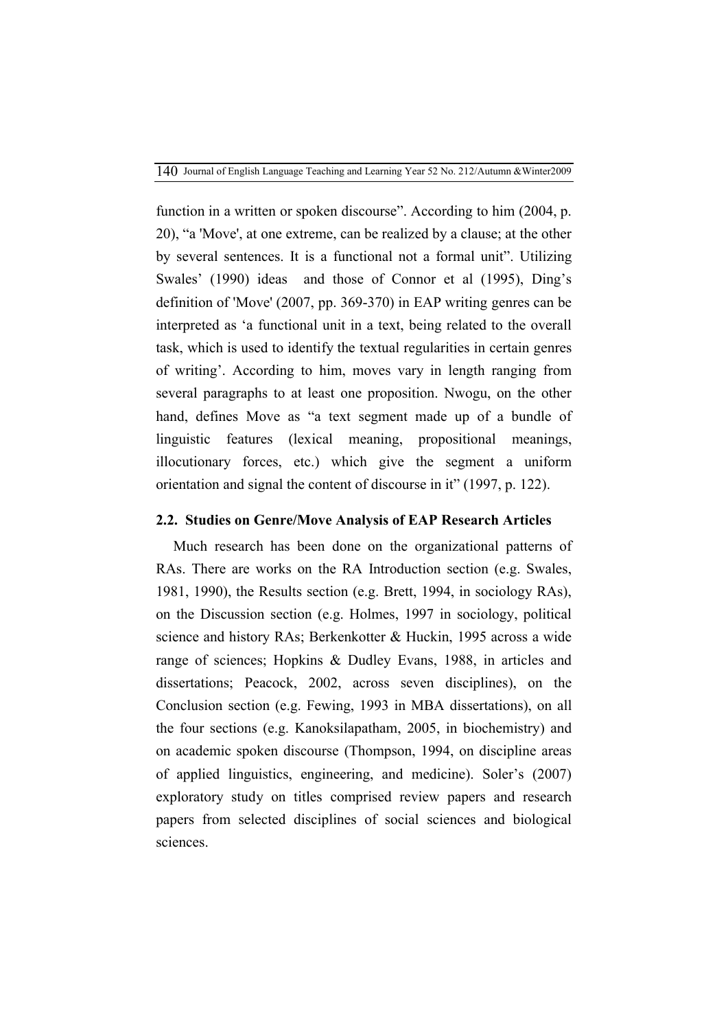function in a written or spoken discourse". According to him (2004, p. 20), "a 'Move', at one extreme, can be realized by a clause; at the other by several sentences. It is a functional not a formal unit". Utilizing Swales' (1990) ideas and those of Connor et al (1995), Ding's definition of 'Move' (2007, pp. 369-370) in EAP writing genres can be interpreted as 'a functional unit in a text, being related to the overall task, which is used to identify the textual regularities in certain genres of writing'. According to him, moves vary in length ranging from several paragraphs to at least one proposition. Nwogu, on the other hand, defines Move as "a text segment made up of a bundle of linguistic features (lexical meaning, propositional meanings, illocutionary forces, etc.) which give the segment a uniform orientation and signal the content of discourse in it" (1997, p. 122).

### 2.2. Studies on Genre/Move Analysis of EAP Research Articles

Much research has been done on the organizational patterns of RAs. There are works on the RA Introduction section (e.g. Swales, 1981, 1990), the Results section (e.g. Brett, 1994, in sociology RAs), on the Discussion section (e.g. Holmes, 1997 in sociology, political science and history RAs; Berkenkotter & Huckin, 1995 across a wide range of sciences; Hopkins & Dudley Evans, 1988, in articles and dissertations; Peacock, 2002, across seven disciplines), on the Conclusion section (e.g. Fewing, 1993 in MBA dissertations), on all the four sections (e.g. Kanoksilapatham, 2005, in biochemistry) and on academic spoken discourse (Thompson, 1994, on discipline areas of applied linguistics, engineering, and medicine). Soler's (2007) exploratory study on titles comprised review papers and research papers from selected disciplines of social sciences and biological sciences.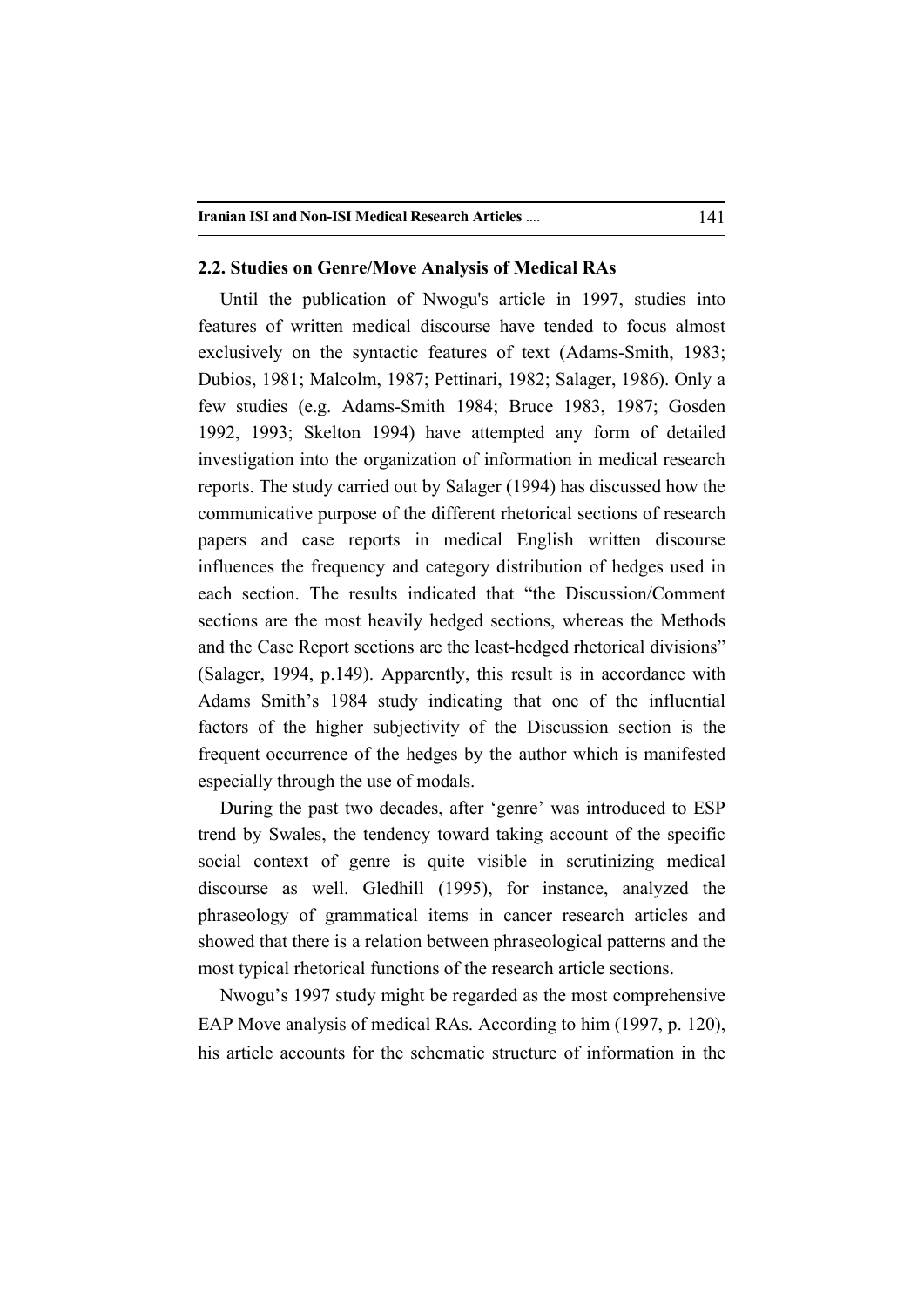## 2.2. Studies on Genre/Move Analysis of Medical RAs

Until the publication of Nwogu's article in 1997, studies into features of written medical discourse have tended to focus almost exclusively on the syntactic features of text (Adams-Smith, 1983; Dubios, 1981; Malcolm, 1987; Pettinari, 1982; Salager, 1986). Only a few studies (e.g. Adams-Smith 1984; Bruce 1983, 1987; Gosden 1992, 1993; Skelton 1994) have attempted any form of detailed investigation into the organization of information in medical research reports. The study carried out by Salager (1994) has discussed how the communicative purpose of the different rhetorical sections of research papers and case reports in medical English written discourse influences the frequency and category distribution of hedges used in each section. The results indicated that "the Discussion/Comment sections are the most heavily hedged sections, whereas the Methods and the Case Report sections are the least-hedged rhetorical divisions" (Salager, 1994, p.149). Apparently, this result is in accordance with Adams Smith's 1984 study indicating that one of the influential factors of the higher subjectivity of the Discussion section is the frequent occurrence of the hedges by the author which is manifested especially through the use of modals.

During the past two decades, after 'genre' was introduced to ESP trend by Swales, the tendency toward taking account of the specific social context of genre is quite visible in scrutinizing medical discourse as well. Gledhill (1995), for instance, analyzed the phraseology of grammatical items in cancer research articles and showed that there is a relation between phraseological patterns and the most typical rhetorical functions of the research article sections.

Nwogu's 1997 study might be regarded as the most comprehensive EAP Move analysis of medical RAs. According to him (1997, p. 120), his article accounts for the schematic structure of information in the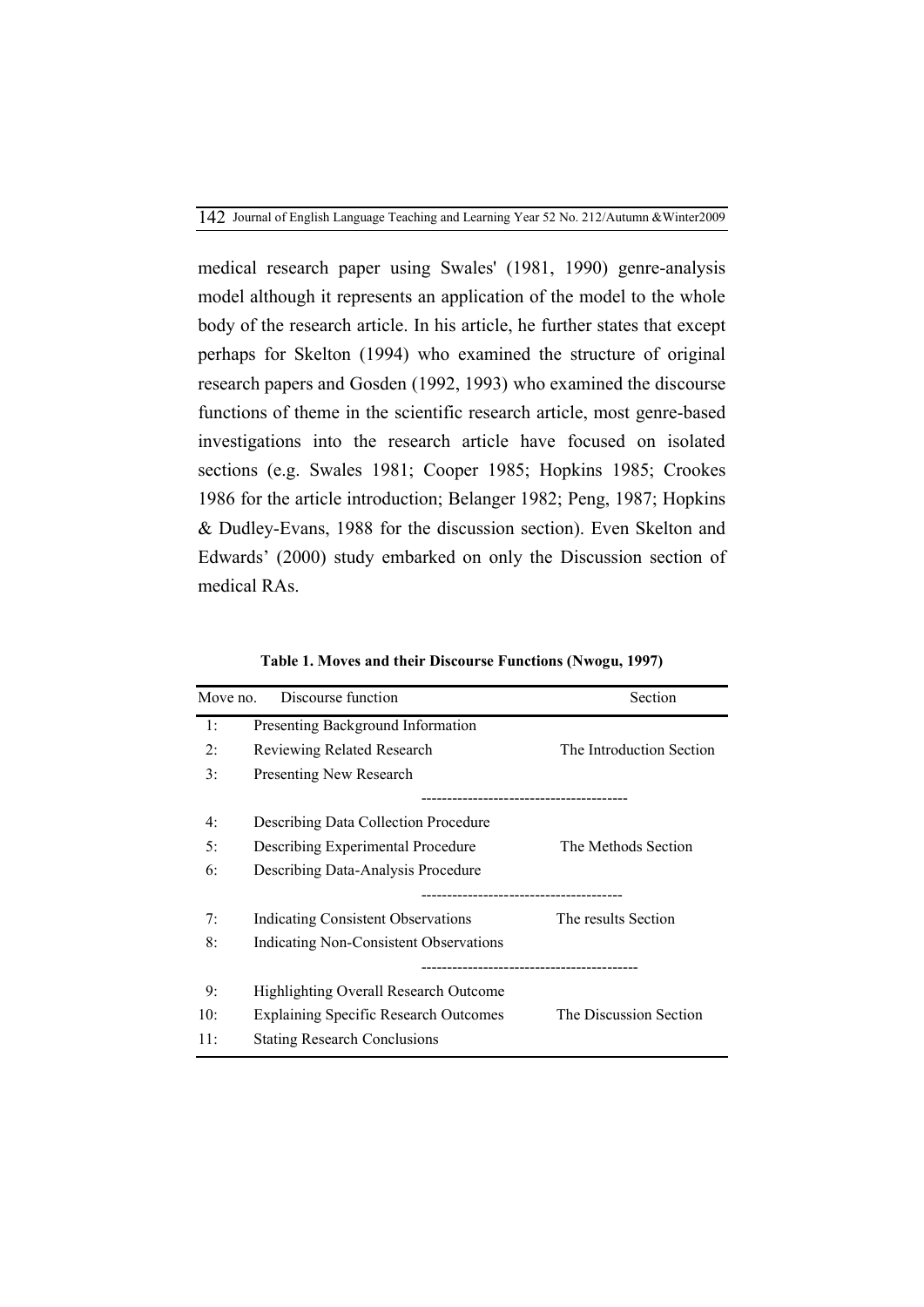medical research paper using Swales' (1981, 1990) genre-analysis model although it represents an application of the model to the whole body of the research article. In his article, he further states that except perhaps for Skelton (1994) who examined the structure of original research papers and Gosden (1992, 1993) who examined the discourse functions of theme in the scientific research article, most genre-based investigations into the research article have focused on isolated sections (e.g. Swales 1981; Cooper 1985; Hopkins 1985; Crookes 1986 for the article introduction; Belanger 1982; Peng, 1987; Hopkins & Dudley-Evans, 1988 for the discussion section). Even Skelton and Edwards' (2000) study embarked on only the Discussion section of medical RAs.

**Table 1. Moves and their Discourse Functions (Nwogu, 1997)**

| Move no. | Discourse function | Section |
|---|---|---|
| 1: | Presenting Background Information | |
| 2: | Reviewing Related Research | The Introduction Section |
| 3: | Presenting New Research | |
| 4: | Describing Data Collection Procedure | |
| 5: | Describing Experimental Procedure | The Methods Section |
| 6: | Describing Data-Analysis Procedure | |
| 7: | Indicating Consistent Observations | The results Section |
| 8: | Indicating Non-Consistent Observations | |
| 9: | Highlighting Overall Research Outcome | |
| 10: | Explaining Specific Research Outcomes | The Discussion Section |
| 11: | Stating Research Conclusions | |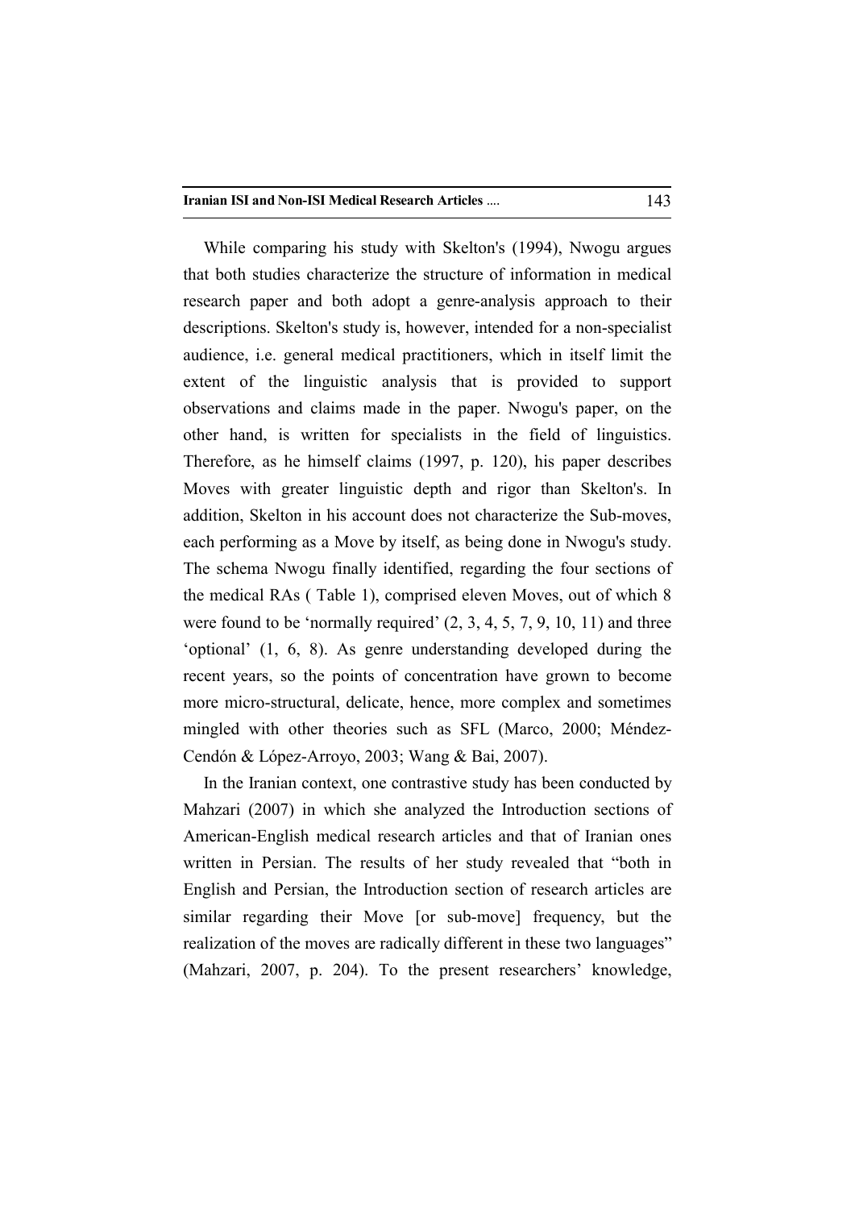While comparing his study with Skelton's (1994), Nwogu argues that both studies characterize the structure of information in medical research paper and both adopt a genre-analysis approach to their descriptions. Skelton's study is, however, intended for a non-specialist audience, i.e. general medical practitioners, which in itself limit the extent of the linguistic analysis that is provided to support observations and claims made in the paper. Nwogu's paper, on the other hand, is written for specialists in the field of linguistics. Therefore, as he himself claims (1997, p. 120), his paper describes Moves with greater linguistic depth and rigor than Skelton's. In addition, Skelton in his account does not characterize the Sub-moves, each performing as a Move by itself, as being done in Nwogu's study. The schema Nwogu finally identified, regarding the four sections of the medical RAs ( Table 1), comprised eleven Moves, out of which 8 were found to be 'normally required' (2, 3, 4, 5, 7, 9, 10, 11) and three 'optional' (1, 6, 8). As genre understanding developed during the recent years, so the points of concentration have grown to become more micro-structural, delicate, hence, more complex and sometimes mingled with other theories such as SFL (Marco, 2000; Méndez-Cendón & López-Arroyo, 2003; Wang & Bai, 2007).

In the Iranian context, one contrastive study has been conducted by Mahzari (2007) in which she analyzed the Introduction sections of American-English medical research articles and that of Iranian ones written in Persian. The results of her study revealed that "both in English and Persian, the Introduction section of research articles are similar regarding their Move [or sub-move] frequency, but the realization of the moves are radically different in these two languages" (Mahzari, 2007, p. 204). To the present researchers' knowledge,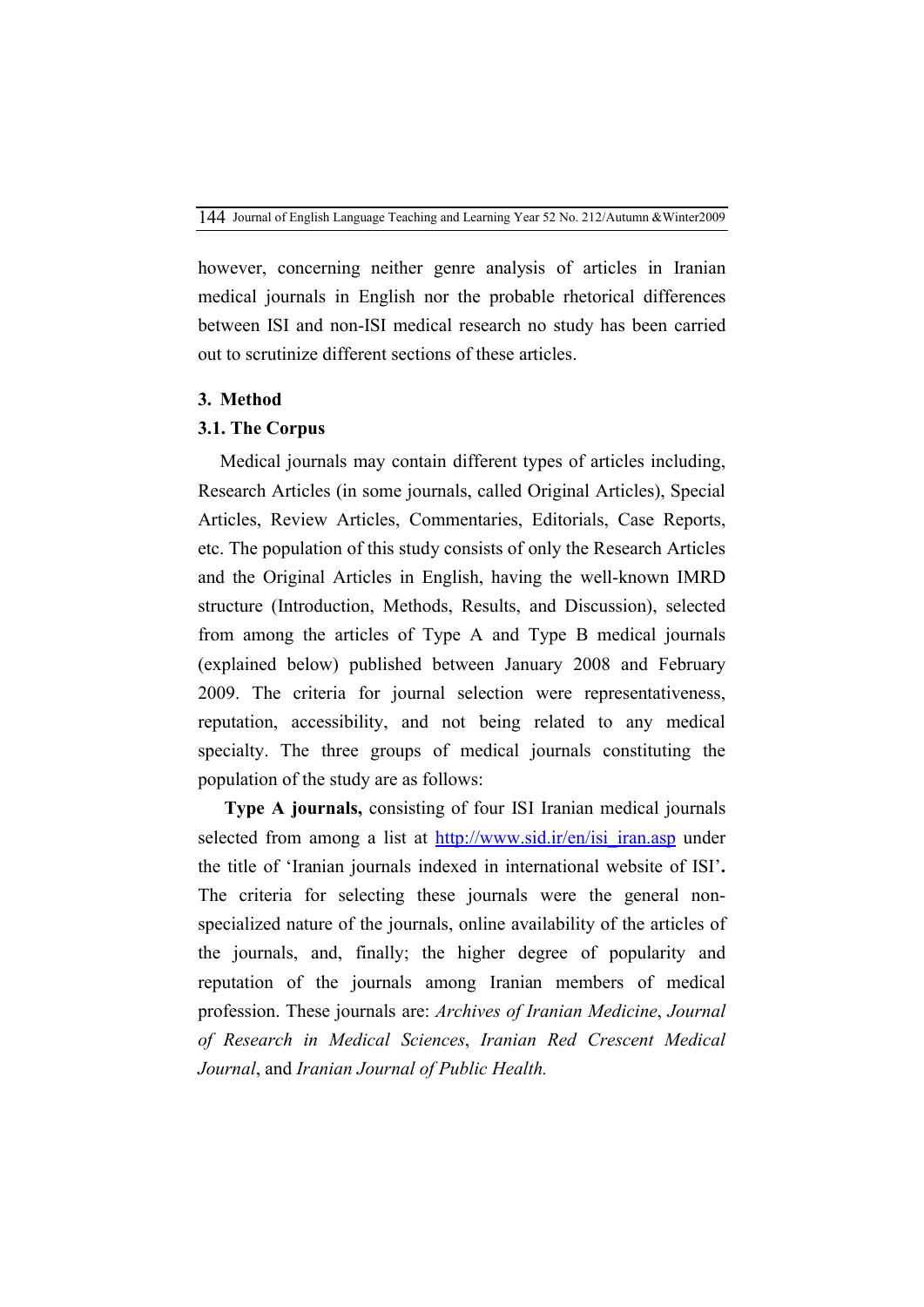however, concerning neither genre analysis of articles in Iranian medical journals in English nor the probable rhetorical differences between ISI and non-ISI medical research no study has been carried out to scrutinize different sections of these articles.

## 3. Method

### 3.1. The Corpus

Medical journals may contain different types of articles including, Research Articles (in some journals, called Original Articles), Special Articles, Review Articles, Commentaries, Editorials, Case Reports, etc. The population of this study consists of only the Research Articles and the Original Articles in English, having the well-known IMRD structure (Introduction, Methods, Results, and Discussion), selected from among the articles of Type A and Type B medical journals (explained below) published between January 2008 and February 2009. The criteria for journal selection were representativeness, reputation, accessibility, and not being related to any medical specialty. The three groups of medical journals constituting the population of the study are as follows:

**Type A journals,** consisting of four ISI Iranian medical journals selected from among a list at http://www.sid.ir/en/isi_iran.asp under the title of 'Iranian journals indexed in international website of ISI'**.** The criteria for selecting these journals were the general non-specialized nature of the journals, online availability of the articles of the journals, and, finally; the higher degree of popularity and reputation of the journals among Iranian members of medical profession. These journals are: *Archives of Iranian Medicine*, *Journal of Research in Medical Sciences*, *Iranian Red Crescent Medical Journal*, and *Iranian Journal of Public Health.*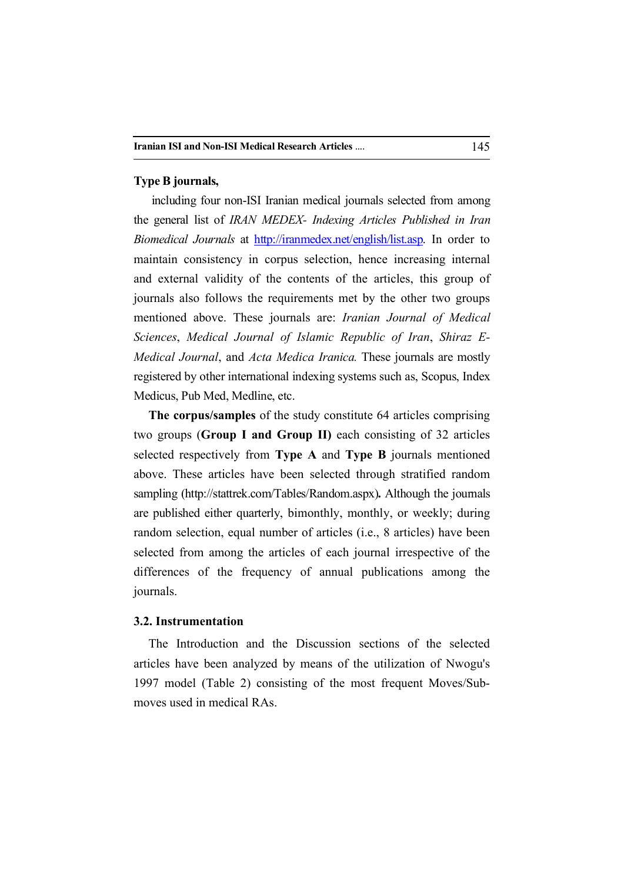**Type B journals,**

including four non-ISI Iranian medical journals selected from among the general list of *IRAN MEDEX- Indexing Articles Published in Iran Biomedical Journals* at http://iranmedex.net/english/list.asp. In order to maintain consistency in corpus selection, hence increasing internal and external validity of the contents of the articles, this group of journals also follows the requirements met by the other two groups mentioned above. These journals are: *Iranian Journal of Medical Sciences*, *Medical Journal of Islamic Republic of Iran*, *Shiraz E-Medical Journal*, and *Acta Medica Iranica.* These journals are mostly registered by other international indexing systems such as, Scopus, Index Medicus, Pub Med, Medline, etc.

**The corpus/samples** of the study constitute 64 articles comprising two groups (**Group I and Group II)** each consisting of 32 articles selected respectively from **Type A** and **Type B** journals mentioned above. These articles have been selected through stratified random sampling (http://stattrek.com/Tables/Random.aspx)**.** Although the journals are published either quarterly, bimonthly, monthly, or weekly; during random selection, equal number of articles (i.e., 8 articles) have been selected from among the articles of each journal irrespective of the differences of the frequency of annual publications among the journals.

### 3.2. Instrumentation

The Introduction and the Discussion sections of the selected articles have been analyzed by means of the utilization of Nwogu's 1997 model (Table 2) consisting of the most frequent Moves/Sub-moves used in medical RAs.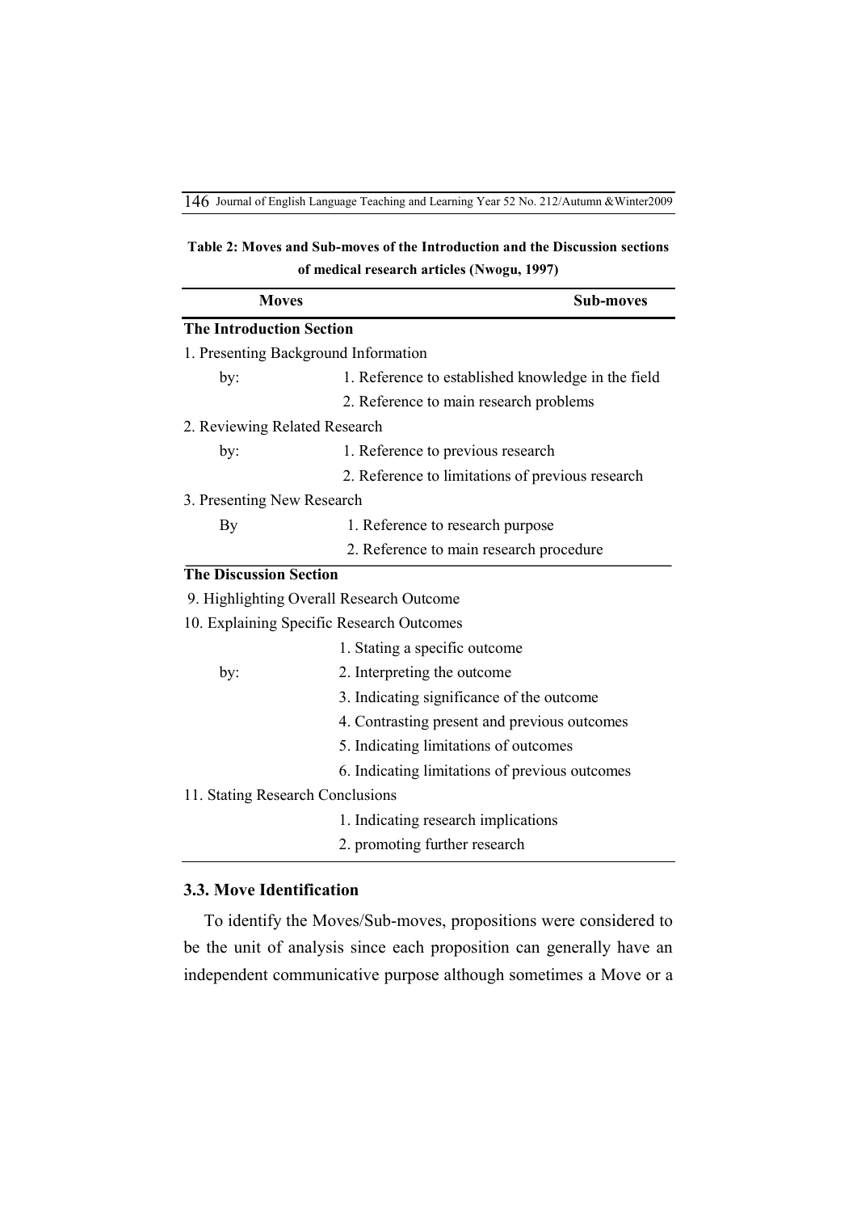**Table 2: Moves and Sub-moves of the Introduction and the Discussion sections of medical research articles (Nwogu, 1997)**

| Moves | Sub-moves |
|---|---|
| **The Introduction Section** | |
| 1. Presenting Background Information | |
| by: | 1. Reference to established knowledge in the field |
| | 2. Reference to main research problems |
| 2. Reviewing Related Research | |
| by: | 1. Reference to previous research |
| | 2. Reference to limitations of previous research |
| 3. Presenting New Research | |
| By | 1. Reference to research purpose |
| | 2. Reference to main research procedure |
| **The Discussion Section** | |
| 9. Highlighting Overall Research Outcome | |
| 10. Explaining Specific Research Outcomes | |
| | 1. Stating a specific outcome |
| by: | 2. Interpreting the outcome |
| | 3. Indicating significance of the outcome |
| | 4. Contrasting present and previous outcomes |
| | 5. Indicating limitations of outcomes |
| | 6. Indicating limitations of previous outcomes |
| 11. Stating Research Conclusions | |
| | 1. Indicating research implications |
| | 2. promoting further research |

### 3.3. Move Identification

To identify the Moves/Sub-moves, propositions were considered to be the unit of analysis since each proposition can generally have an independent communicative purpose although sometimes a Move or a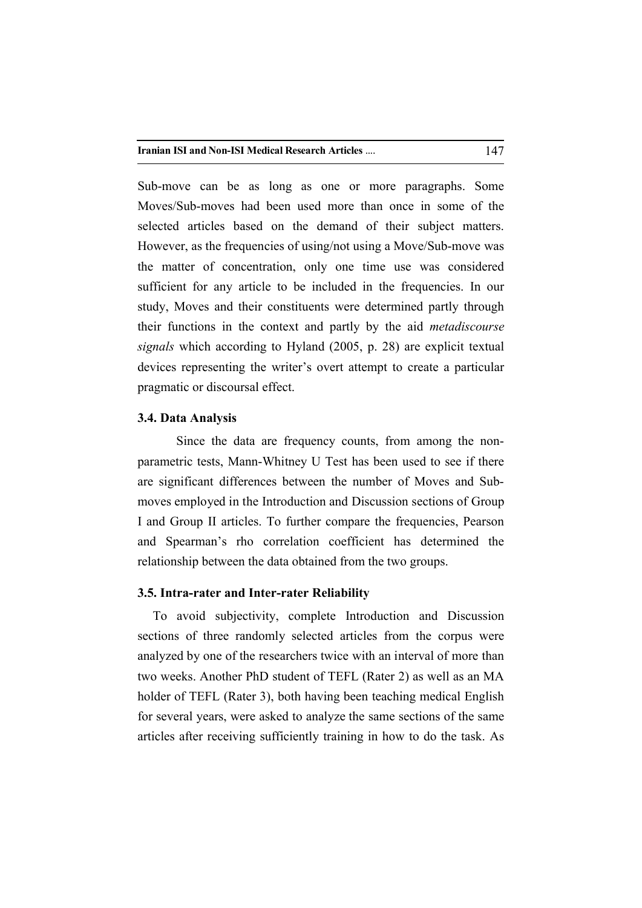Sub-move can be as long as one or more paragraphs. Some Moves/Sub-moves had been used more than once in some of the selected articles based on the demand of their subject matters. However, as the frequencies of using/not using a Move/Sub-move was the matter of concentration, only one time use was considered sufficient for any article to be included in the frequencies. In our study, Moves and their constituents were determined partly through their functions in the context and partly by the aid *metadiscourse signals* which according to Hyland (2005, p. 28) are explicit textual devices representing the writer's overt attempt to create a particular pragmatic or discoursal effect.

### 3.4. Data Analysis

Since the data are frequency counts, from among the non-parametric tests, Mann-Whitney U Test has been used to see if there are significant differences between the number of Moves and Sub-moves employed in the Introduction and Discussion sections of Group I and Group II articles. To further compare the frequencies, Pearson and Spearman's rho correlation coefficient has determined the relationship between the data obtained from the two groups.

### 3.5. Intra-rater and Inter-rater Reliability

To avoid subjectivity, complete Introduction and Discussion sections of three randomly selected articles from the corpus were analyzed by one of the researchers twice with an interval of more than two weeks. Another PhD student of TEFL (Rater 2) as well as an MA holder of TEFL (Rater 3), both having been teaching medical English for several years, were asked to analyze the same sections of the same articles after receiving sufficiently training in how to do the task. As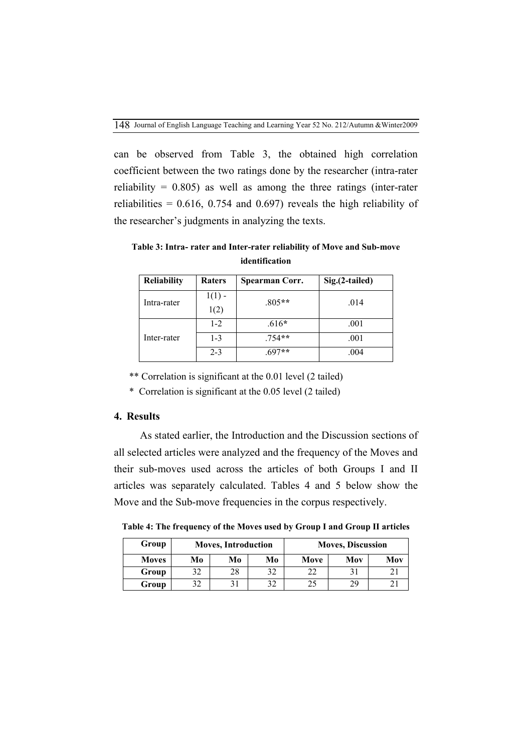can be observed from Table 3, the obtained high correlation coefficient between the two ratings done by the researcher (intra-rater reliability = 0.805) as well as among the three ratings (inter-rater reliabilities = 0.616, 0.754 and 0.697) reveals the high reliability of the researcher's judgments in analyzing the texts.

**Table 3: Intra- rater and Inter-rater reliability of Move and Sub-move identification**

| Reliability | Raters | Spearman Corr. | Sig.(2-tailed) |
|---|---|---|---|
| Intra-rater | 1(1) - 1(2) | .805** | .014 |
| Inter-rater | 1-2 | .616* | .001 |
| | 1-3 | .754** | .001 |
| | 2-3 | .697** | .004 |

** Correlation is significant at the 0.01 level (2 tailed)

* Correlation is significant at the 0.05 level (2 tailed)

## 4. Results

As stated earlier, the Introduction and the Discussion sections of all selected articles were analyzed and the frequency of the Moves and their sub-moves used across the articles of both Groups I and II articles was separately calculated. Tables 4 and 5 below show the Move and the Sub-move frequencies in the corpus respectively.

**Table 4: The frequency of the Moves used by Group I and Group II articles**

| Group | Moves, Introduction | | | Moves, Discussion | | |
|---|---|---|---|---|---|---|
| Moves | Mo | Mo | Mo | Move | Mov | Mov |
| Group | 32 | 28 | 32 | 22 | 31 | 21 |
| Group | 32 | 31 | 32 | 25 | 29 | 21 |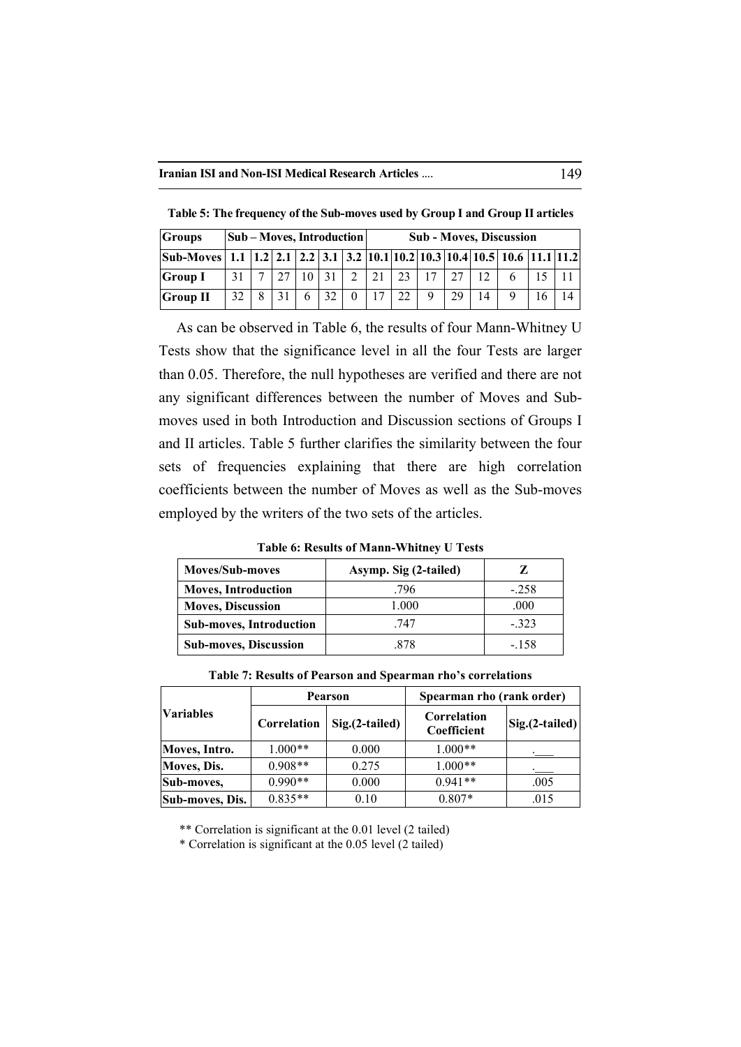**Table 5: The frequency of the Sub-moves used by Group I and Group II articles**

| Groups | Sub – Moves, Introduction | | | | | | Sub - Moves, Discussion | | | | | | | |
|---|---|---|---|---|---|---|---|---|---|---|---|---|---|---|
| Sub-Moves | 1.1 | 1.2 | 2.1 | 2.2 | 3.1 | 3.2 | 10.1 | 10.2 | 10.3 | 10.4 | 10.5 | 10.6 | 11.1 | 11.2 |
| Group I | 31 | 7 | 27 | 10 | 31 | 2 | 21 | 23 | 17 | 27 | 12 | 6 | 15 | 11 |
| Group II | 32 | 8 | 31 | 6 | 32 | 0 | 17 | 22 | 9 | 29 | 14 | 9 | 16 | 14 |

As can be observed in Table 6, the results of four Mann-Whitney U Tests show that the significance level in all the four Tests are larger than 0.05. Therefore, the null hypotheses are verified and there are not any significant differences between the number of Moves and Sub-moves used in both Introduction and Discussion sections of Groups I and II articles. Table 5 further clarifies the similarity between the four sets of frequencies explaining that there are high correlation coefficients between the number of Moves as well as the Sub-moves employed by the writers of the two sets of the articles.

**Table 6: Results of Mann-Whitney U Tests**

| Moves/Sub-moves | Asymp. Sig (2-tailed) | Z |
|---|---|---|
| Moves, Introduction | .796 | -.258 |
| Moves, Discussion | 1.000 | .000 |
| Sub-moves, Introduction | .747 | -.323 |
| Sub-moves, Discussion | .878 | -.158 |

**Table 7: Results of Pearson and Spearman rho's correlations**

| Variables | Pearson | | Spearman rho (rank order) | |
|---|---|---|---|---|
| | Correlation | Sig.(2-tailed) | Correlation Coefficient | Sig.(2-tailed) |
| Moves, Intro. | 1.000** | 0.000 | 1.000** | .___ |
| Moves, Dis. | 0.908** | 0.275 | 1.000** | .___ |
| Sub-moves, | 0.990** | 0.000 | 0.941** | .005 |
| Sub-moves, Dis. | 0.835** | 0.10 | 0.807* | .015 |

** Correlation is significant at the 0.01 level (2 tailed)

* Correlation is significant at the 0.05 level (2 tailed)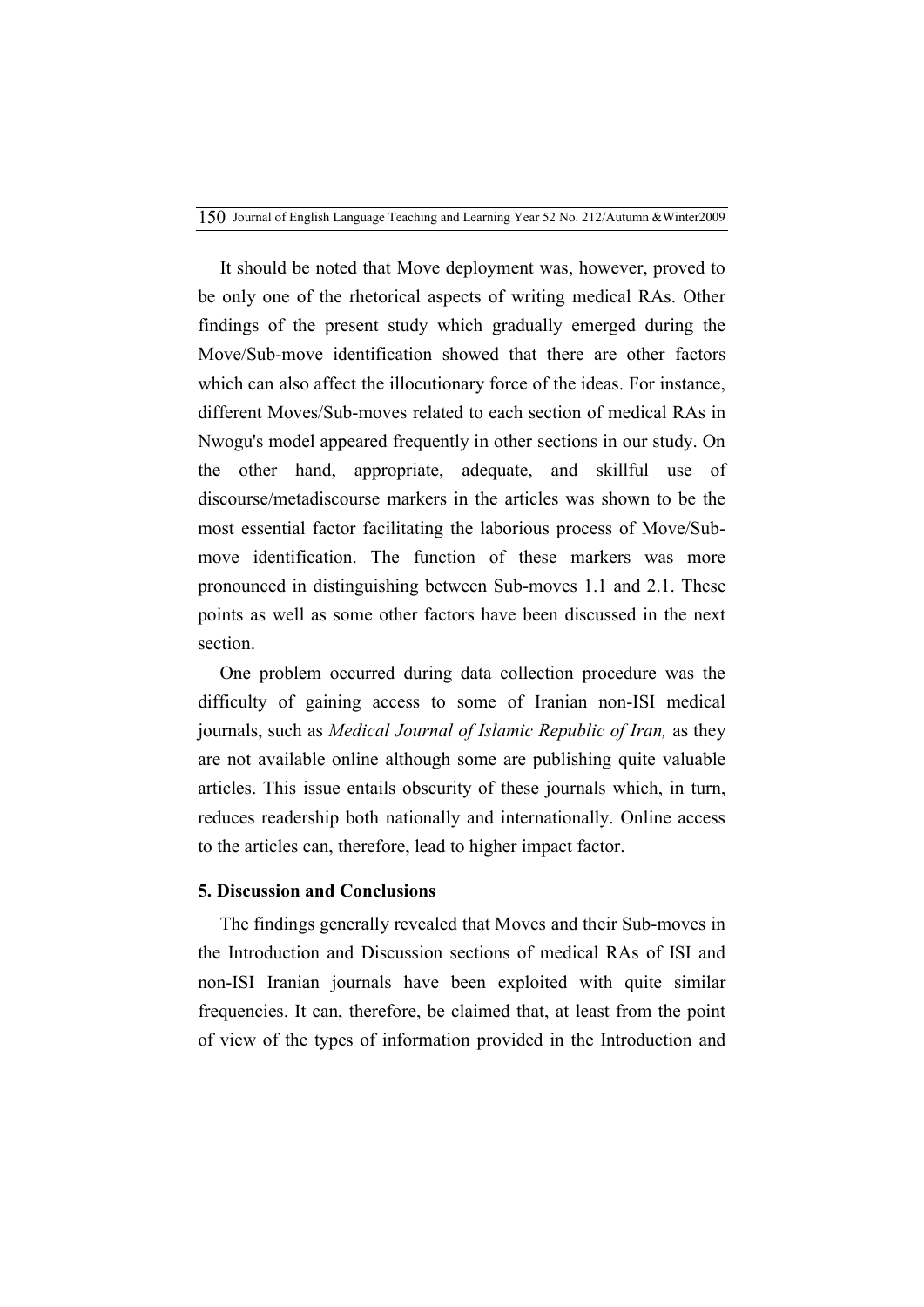It should be noted that Move deployment was, however, proved to be only one of the rhetorical aspects of writing medical RAs. Other findings of the present study which gradually emerged during the Move/Sub-move identification showed that there are other factors which can also affect the illocutionary force of the ideas. For instance, different Moves/Sub-moves related to each section of medical RAs in Nwogu's model appeared frequently in other sections in our study. On the other hand, appropriate, adequate, and skillful use of discourse/metadiscourse markers in the articles was shown to be the most essential factor facilitating the laborious process of Move/Sub-move identification. The function of these markers was more pronounced in distinguishing between Sub-moves 1.1 and 2.1. These points as well as some other factors have been discussed in the next section.

One problem occurred during data collection procedure was the difficulty of gaining access to some of Iranian non-ISI medical journals, such as *Medical Journal of Islamic Republic of Iran,* as they are not available online although some are publishing quite valuable articles. This issue entails obscurity of these journals which, in turn, reduces readership both nationally and internationally. Online access to the articles can, therefore, lead to higher impact factor.

## 5. Discussion and Conclusions

The findings generally revealed that Moves and their Sub-moves in the Introduction and Discussion sections of medical RAs of ISI and non-ISI Iranian journals have been exploited with quite similar frequencies. It can, therefore, be claimed that, at least from the point of view of the types of information provided in the Introduction and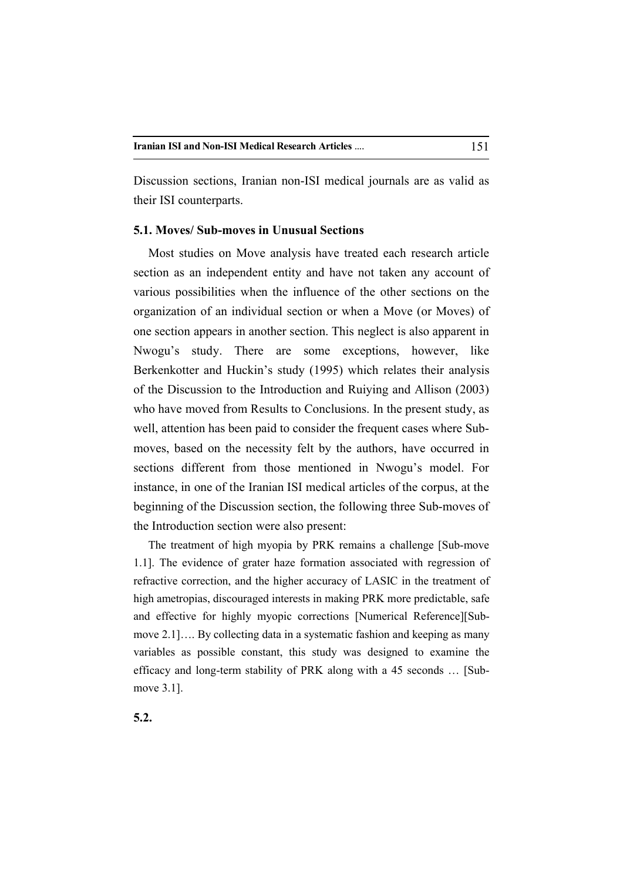Discussion sections, Iranian non-ISI medical journals are as valid as their ISI counterparts.

### 5.1. Moves/ Sub-moves in Unusual Sections

Most studies on Move analysis have treated each research article section as an independent entity and have not taken any account of various possibilities when the influence of the other sections on the organization of an individual section or when a Move (or Moves) of one section appears in another section. This neglect is also apparent in Nwogu's study. There are some exceptions, however, like Berkenkotter and Huckin's study (1995) which relates their analysis of the Discussion to the Introduction and Ruiying and Allison (2003) who have moved from Results to Conclusions. In the present study, as well, attention has been paid to consider the frequent cases where Sub-moves, based on the necessity felt by the authors, have occurred in sections different from those mentioned in Nwogu's model. For instance, in one of the Iranian ISI medical articles of the corpus, at the beginning of the Discussion section, the following three Sub-moves of the Introduction section were also present:

> The treatment of high myopia by PRK remains a challenge [Sub-move 1.1]. The evidence of grater haze formation associated with regression of refractive correction, and the higher accuracy of LASIC in the treatment of high ametropias, discouraged interests in making PRK more predictable, safe and effective for highly myopic corrections [Numerical Reference][Sub-move 2.1]…. By collecting data in a systematic fashion and keeping as many variables as possible constant, this study was designed to examine the efficacy and long-term stability of PRK along with a 45 seconds … [Sub-move 3.1].

### 5.2.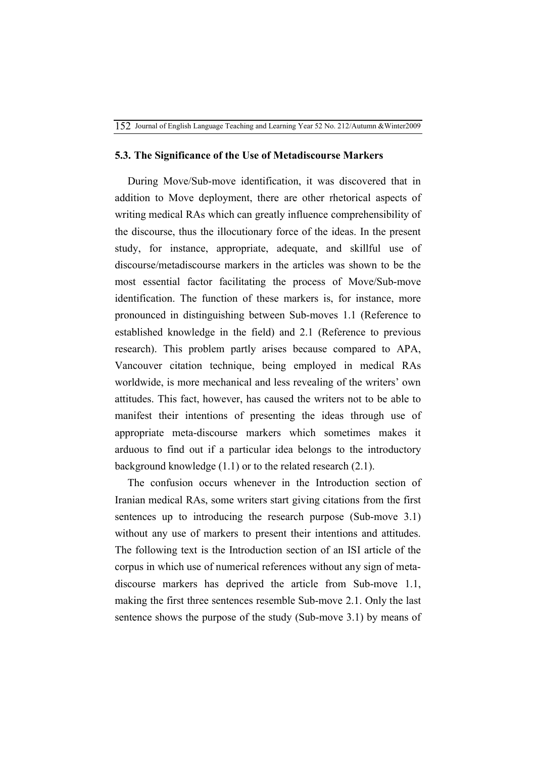### 5.3. The Significance of the Use of Metadiscourse Markers

During Move/Sub-move identification, it was discovered that in addition to Move deployment, there are other rhetorical aspects of writing medical RAs which can greatly influence comprehensibility of the discourse, thus the illocutionary force of the ideas. In the present study, for instance, appropriate, adequate, and skillful use of discourse/metadiscourse markers in the articles was shown to be the most essential factor facilitating the process of Move/Sub-move identification. The function of these markers is, for instance, more pronounced in distinguishing between Sub-moves 1.1 (Reference to established knowledge in the field) and 2.1 (Reference to previous research). This problem partly arises because compared to APA, Vancouver citation technique, being employed in medical RAs worldwide, is more mechanical and less revealing of the writers' own attitudes. This fact, however, has caused the writers not to be able to manifest their intentions of presenting the ideas through use of appropriate meta-discourse markers which sometimes makes it arduous to find out if a particular idea belongs to the introductory background knowledge (1.1) or to the related research (2.1).

The confusion occurs whenever in the Introduction section of Iranian medical RAs, some writers start giving citations from the first sentences up to introducing the research purpose (Sub-move 3.1) without any use of markers to present their intentions and attitudes. The following text is the Introduction section of an ISI article of the corpus in which use of numerical references without any sign of meta-discourse markers has deprived the article from Sub-move 1.1, making the first three sentences resemble Sub-move 2.1. Only the last sentence shows the purpose of the study (Sub-move 3.1) by means of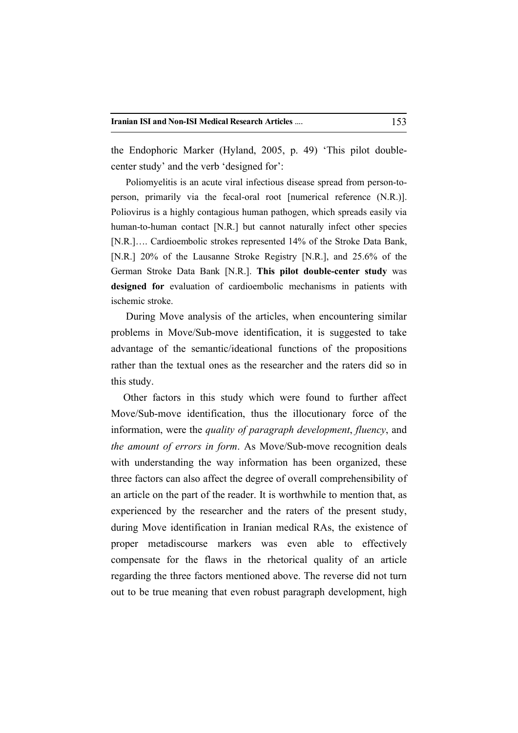the Endophoric Marker (Hyland, 2005, p. 49) ‘This pilot double-center study’ and the verb ‘designed for’:

> Poliomyelitis is an acute viral infectious disease spread from person-to-person, primarily via the fecal-oral root [numerical reference (N.R.)]. Poliovirus is a highly contagious human pathogen, which spreads easily via human-to-human contact [N.R.] but cannot naturally infect other species [N.R.]…. Cardioembolic strokes represented 14% of the Stroke Data Bank, [N.R.] 20% of the Lausanne Stroke Registry [N.R.], and 25.6% of the German Stroke Data Bank [N.R.]. **This pilot double-center study** was **designed for** evaluation of cardioembolic mechanisms in patients with ischemic stroke.

During Move analysis of the articles, when encountering similar problems in Move/Sub-move identification, it is suggested to take advantage of the semantic/ideational functions of the propositions rather than the textual ones as the researcher and the raters did so in this study.

Other factors in this study which were found to further affect Move/Sub-move identification, thus the illocutionary force of the information, were the *quality of paragraph development*, *fluency*, and *the amount of errors in form*. As Move/Sub-move recognition deals with understanding the way information has been organized, these three factors can also affect the degree of overall comprehensibility of an article on the part of the reader. It is worthwhile to mention that, as experienced by the researcher and the raters of the present study, during Move identification in Iranian medical RAs, the existence of proper metadiscourse markers was even able to effectively compensate for the flaws in the rhetorical quality of an article regarding the three factors mentioned above. The reverse did not turn out to be true meaning that even robust paragraph development, high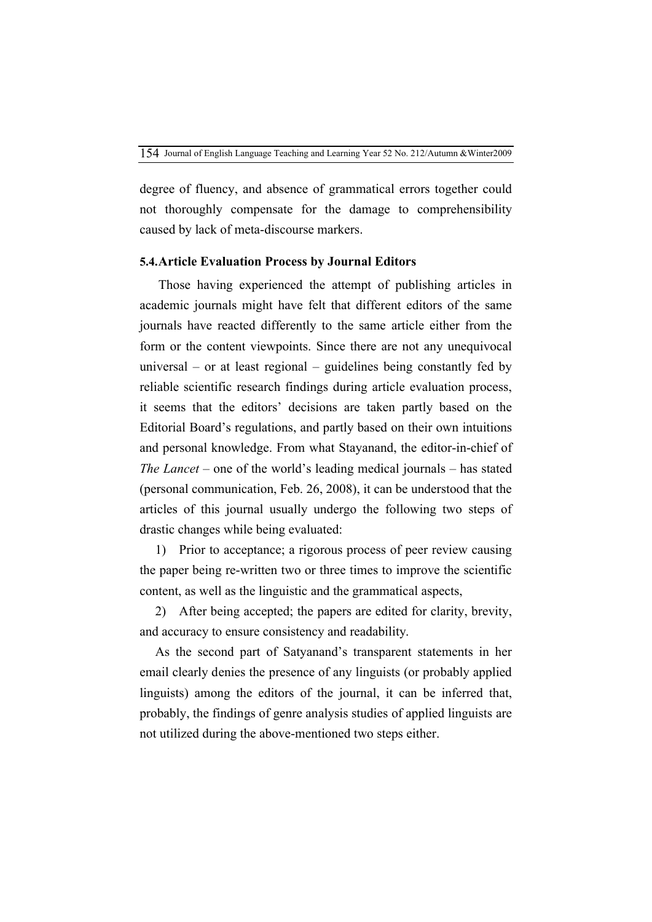degree of fluency, and absence of grammatical errors together could not thoroughly compensate for the damage to comprehensibility caused by lack of meta-discourse markers.

### 5.4. Article Evaluation Process by Journal Editors

Those having experienced the attempt of publishing articles in academic journals might have felt that different editors of the same journals have reacted differently to the same article either from the form or the content viewpoints. Since there are not any unequivocal universal – or at least regional – guidelines being constantly fed by reliable scientific research findings during article evaluation process, it seems that the editors' decisions are taken partly based on the Editorial Board's regulations, and partly based on their own intuitions and personal knowledge. From what Stayanand, the editor-in-chief of *The Lancet* – one of the world's leading medical journals – has stated (personal communication, Feb. 26, 2008), it can be understood that the articles of this journal usually undergo the following two steps of drastic changes while being evaluated:

1) Prior to acceptance; a rigorous process of peer review causing the paper being re-written two or three times to improve the scientific content, as well as the linguistic and the grammatical aspects,

2) After being accepted; the papers are edited for clarity, brevity, and accuracy to ensure consistency and readability.

As the second part of Satyanand's transparent statements in her email clearly denies the presence of any linguists (or probably applied linguists) among the editors of the journal, it can be inferred that, probably, the findings of genre analysis studies of applied linguists are not utilized during the above-mentioned two steps either.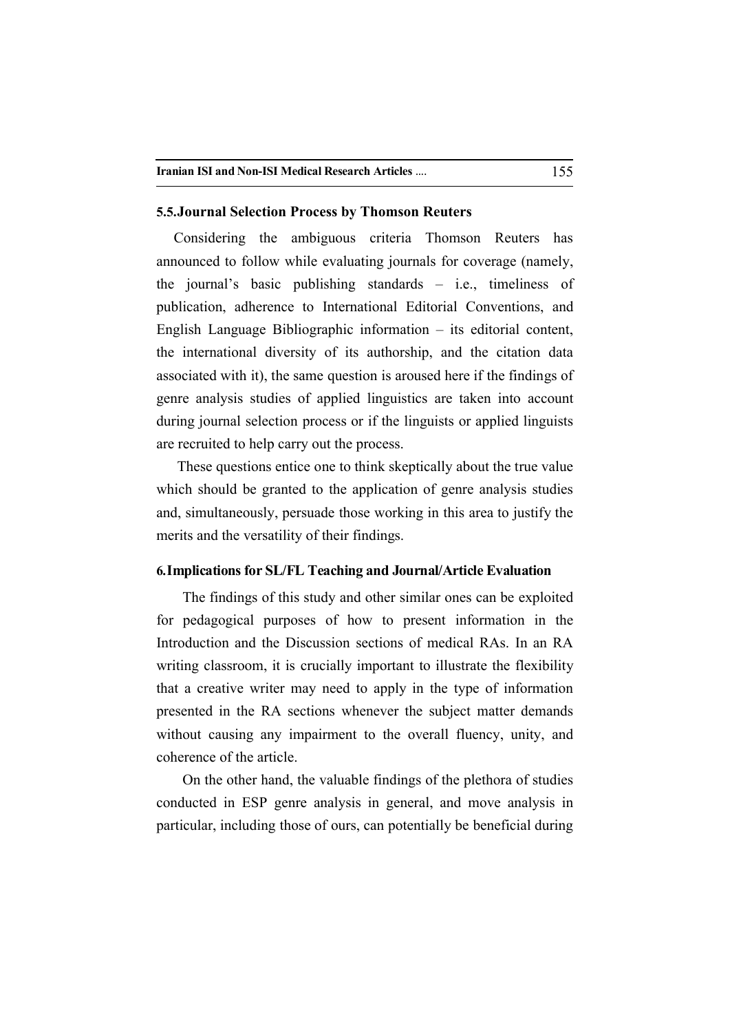### 5.5. Journal Selection Process by Thomson Reuters

Considering the ambiguous criteria Thomson Reuters has announced to follow while evaluating journals for coverage (namely, the journal's basic publishing standards – i.e., timeliness of publication, adherence to International Editorial Conventions, and English Language Bibliographic information – its editorial content, the international diversity of its authorship, and the citation data associated with it), the same question is aroused here if the findings of genre analysis studies of applied linguistics are taken into account during journal selection process or if the linguists or applied linguists are recruited to help carry out the process.

These questions entice one to think skeptically about the true value which should be granted to the application of genre analysis studies and, simultaneously, persuade those working in this area to justify the merits and the versatility of their findings.

## 6. Implications for SL/FL Teaching and Journal/Article Evaluation

The findings of this study and other similar ones can be exploited for pedagogical purposes of how to present information in the Introduction and the Discussion sections of medical RAs. In an RA writing classroom, it is crucially important to illustrate the flexibility that a creative writer may need to apply in the type of information presented in the RA sections whenever the subject matter demands without causing any impairment to the overall fluency, unity, and coherence of the article.

On the other hand, the valuable findings of the plethora of studies conducted in ESP genre analysis in general, and move analysis in particular, including those of ours, can potentially be beneficial during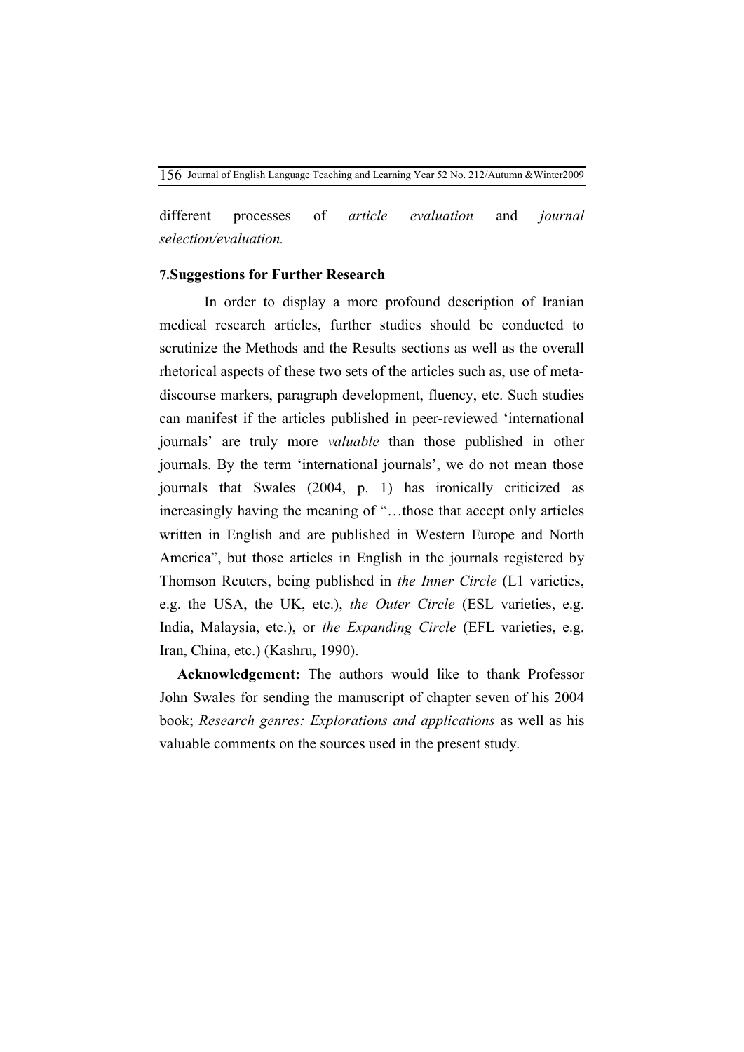different processes of *article evaluation* and *journal selection/evaluation.*

## 7.Suggestions for Further Research

In order to display a more profound description of Iranian medical research articles, further studies should be conducted to scrutinize the Methods and the Results sections as well as the overall rhetorical aspects of these two sets of the articles such as, use of meta-discourse markers, paragraph development, fluency, etc. Such studies can manifest if the articles published in peer-reviewed 'international journals' are truly more *valuable* than those published in other journals. By the term 'international journals', we do not mean those journals that Swales (2004, p. 1) has ironically criticized as increasingly having the meaning of "…those that accept only articles written in English and are published in Western Europe and North America", but those articles in English in the journals registered by Thomson Reuters, being published in *the Inner Circle* (L1 varieties, e.g. the USA, the UK, etc.), *the Outer Circle* (ESL varieties, e.g. India, Malaysia, etc.), or *the Expanding Circle* (EFL varieties, e.g. Iran, China, etc.) (Kashru, 1990).

**Acknowledgement:** The authors would like to thank Professor John Swales for sending the manuscript of chapter seven of his 2004 book; *Research genres: Explorations and applications* as well as his valuable comments on the sources used in the present study.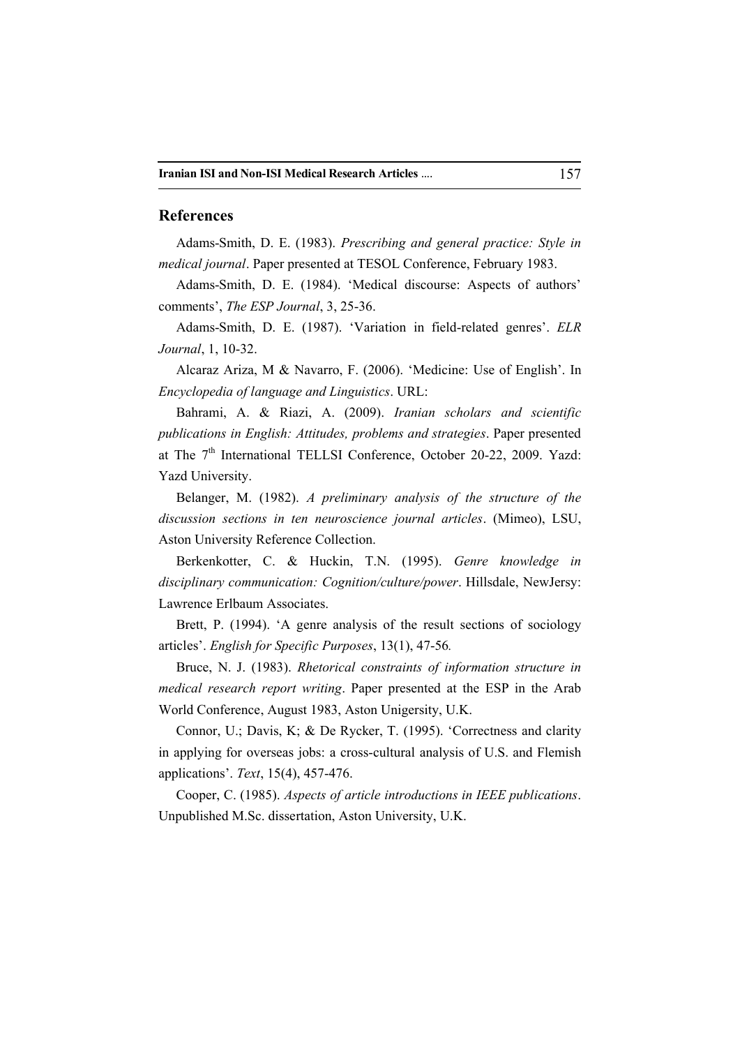## References

Adams-Smith, D. E. (1983). *Prescribing and general practice: Style in medical journal*. Paper presented at TESOL Conference, February 1983.

Adams-Smith, D. E. (1984). 'Medical discourse: Aspects of authors' comments', *The ESP Journal*, 3, 25-36.

Adams-Smith, D. E. (1987). 'Variation in field-related genres'. *ELR Journal*, 1, 10-32.

Alcaraz Ariza, M & Navarro, F. (2006). 'Medicine: Use of English'. In *Encyclopedia of language and Linguistics*. URL:

Bahrami, A. & Riazi, A. (2009). *Iranian scholars and scientific publications in English: Attitudes, problems and strategies*. Paper presented at The 7th International TELLSI Conference, October 20-22, 2009. Yazd: Yazd University.

Belanger, M. (1982). *A preliminary analysis of the structure of the discussion sections in ten neuroscience journal articles*. (Mimeo), LSU, Aston University Reference Collection.

Berkenkotter, C. & Huckin, T.N. (1995). *Genre knowledge in disciplinary communication: Cognition/culture/power*. Hillsdale, NewJersy: Lawrence Erlbaum Associates.

Brett, P. (1994). 'A genre analysis of the result sections of sociology articles'. *English for Specific Purposes*, 13(1), 47-56.

Bruce, N. J. (1983). *Rhetorical constraints of information structure in medical research report writing*. Paper presented at the ESP in the Arab World Conference, August 1983, Aston Unigersity, U.K.

Connor, U.; Davis, K; & De Rycker, T. (1995). 'Correctness and clarity in applying for overseas jobs: a cross-cultural analysis of U.S. and Flemish applications'. *Text*, 15(4), 457-476.

Cooper, C. (1985). *Aspects of article introductions in IEEE publications*. Unpublished M.Sc. dissertation, Aston University, U.K.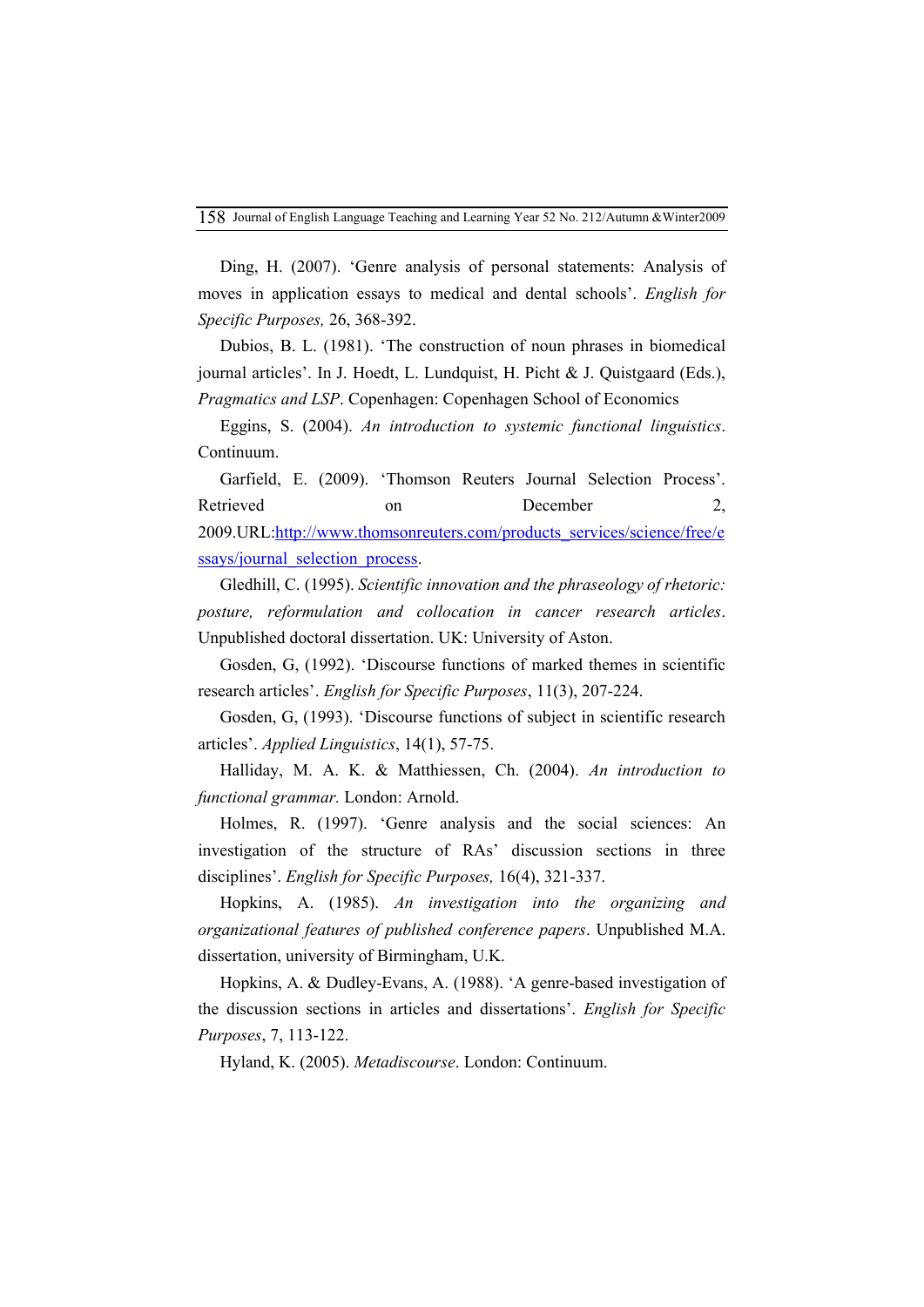Ding, H. (2007). 'Genre analysis of personal statements: Analysis of moves in application essays to medical and dental schools'. *English for Specific Purposes,* 26, 368-392.

Dubios, B. L. (1981). 'The construction of noun phrases in biomedical journal articles'. In J. Hoedt, L. Lundquist, H. Picht & J. Quistgaard (Eds.), *Pragmatics and LSP*. Copenhagen: Copenhagen School of Economics

Eggins, S. (2004). *An introduction to systemic functional linguistics*. Continuum.

Garfield, E. (2009). 'Thomson Reuters Journal Selection Process'. Retrieved on December 2, 2009.URL:http://www.thomsonreuters.com/products_services/science/free/essays/journal_selection_process.

Gledhill, C. (1995). *Scientific innovation and the phraseology of rhetoric: posture, reformulation and collocation in cancer research articles*. Unpublished doctoral dissertation. UK: University of Aston.

Gosden, G, (1992). 'Discourse functions of marked themes in scientific research articles'. *English for Specific Purposes*, 11(3), 207-224.

Gosden, G, (1993). 'Discourse functions of subject in scientific research articles'. *Applied Linguistics*, 14(1), 57-75.

Halliday, M. A. K. & Matthiessen, Ch. (2004). *An introduction to functional grammar.* London: Arnold.

Holmes, R. (1997). 'Genre analysis and the social sciences: An investigation of the structure of RAs' discussion sections in three disciplines'. *English for Specific Purposes,* 16(4), 321-337.

Hopkins, A. (1985). *An investigation into the organizing and organizational features of published conference papers*. Unpublished M.A. dissertation, university of Birmingham, U.K.

Hopkins, A. & Dudley-Evans, A. (1988). 'A genre-based investigation of the discussion sections in articles and dissertations'. *English for Specific Purposes*, 7, 113-122.

Hyland, K. (2005). *Metadiscourse*. London: Continuum.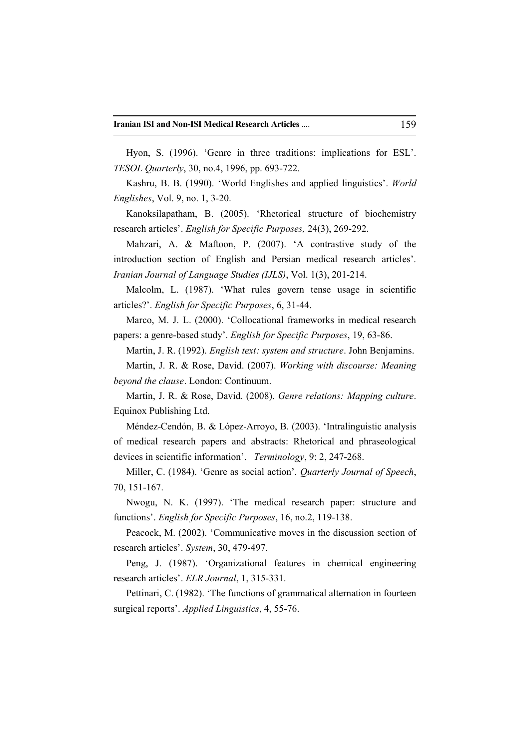Hyon, S. (1996). 'Genre in three traditions: implications for ESL'. *TESOL Quarterly*, 30, no.4, 1996, pp. 693-722.

Kashru, B. B. (1990). 'World Englishes and applied linguistics'. *World Englishes*, Vol. 9, no. 1, 3-20.

Kanoksilapatham, B. (2005). 'Rhetorical structure of biochemistry research articles'. *English for Specific Purposes,* 24(3), 269-292.

Mahzari, A. & Maftoon, P. (2007). 'A contrastive study of the introduction section of English and Persian medical research articles'. *Iranian Journal of Language Studies (IJLS)*, Vol. 1(3), 201-214.

Malcolm, L. (1987). 'What rules govern tense usage in scientific articles?'. *English for Specific Purposes*, 6, 31-44.

Marco, M. J. L. (2000). 'Collocational frameworks in medical research papers: a genre-based study'. *English for Specific Purposes*, 19, 63-86.

Martin, J. R. (1992). *English text: system and structure*. John Benjamins.

Martin, J. R. & Rose, David. (2007). *Working with discourse: Meaning beyond the clause*. London: Continuum.

Martin, J. R. & Rose, David. (2008). *Genre relations: Mapping culture*. Equinox Publishing Ltd.

Méndez-Cendón, B. & López-Arroyo, B. (2003). 'Intralinguistic analysis of medical research papers and abstracts: Rhetorical and phraseological devices in scientific information'. *Terminology*, 9: 2, 247-268.

Miller, C. (1984). 'Genre as social action'. *Quarterly Journal of Speech*, 70, 151-167.

Nwogu, N. K. (1997). 'The medical research paper: structure and functions'. *English for Specific Purposes*, 16, no.2, 119-138.

Peacock, M. (2002). 'Communicative moves in the discussion section of research articles'. *System*, 30, 479-497.

Peng, J. (1987). 'Organizational features in chemical engineering research articles'. *ELR Journal*, 1, 315-331.

Pettinari, C. (1982). 'The functions of grammatical alternation in fourteen surgical reports'. *Applied Linguistics*, 4, 55-76.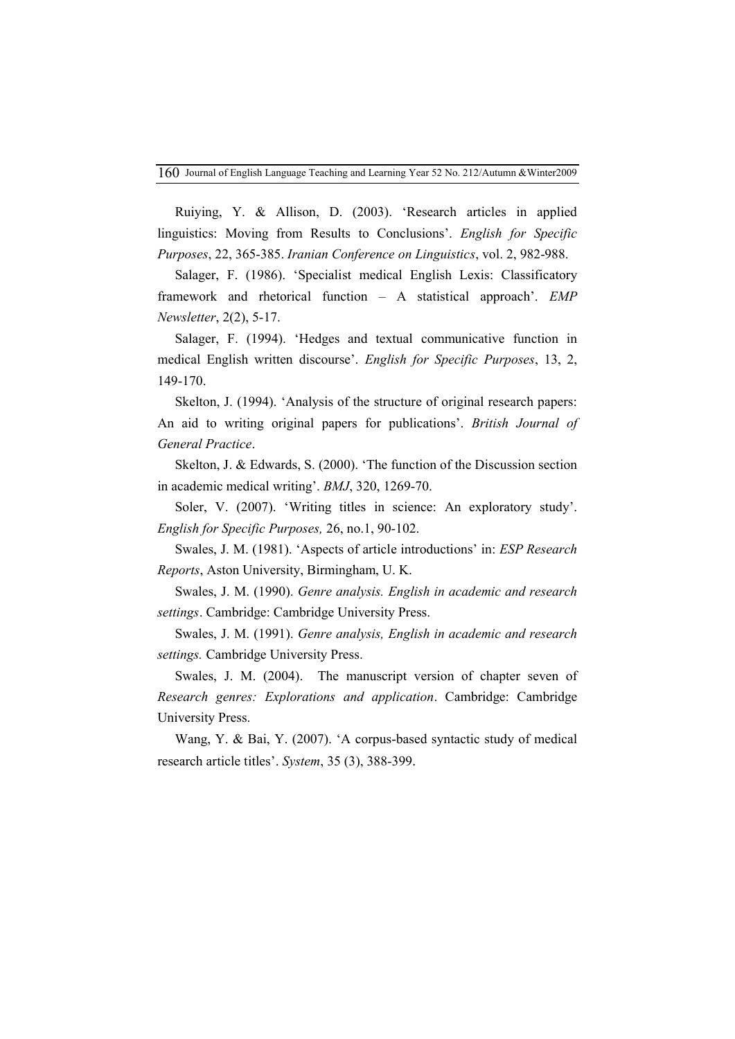Ruiying, Y. & Allison, D. (2003). 'Research articles in applied linguistics: Moving from Results to Conclusions'. *English for Specific Purposes*, 22, 365-385. *Iranian Conference on Linguistics*, vol. 2, 982-988.

Salager, F. (1986). 'Specialist medical English Lexis: Classificatory framework and rhetorical function – A statistical approach'. *EMP Newsletter*, 2(2), 5-17.

Salager, F. (1994). 'Hedges and textual communicative function in medical English written discourse'. *English for Specific Purposes*, 13, 2, 149-170.

Skelton, J. (1994). 'Analysis of the structure of original research papers: An aid to writing original papers for publications'. *British Journal of General Practice*.

Skelton, J. & Edwards, S. (2000). 'The function of the Discussion section in academic medical writing'. *BMJ*, 320, 1269-70.

Soler, V. (2007). 'Writing titles in science: An exploratory study'. *English for Specific Purposes,* 26, no.1, 90-102.

Swales, J. M. (1981). 'Aspects of article introductions' in: *ESP Research Reports*, Aston University, Birmingham, U. K.

Swales, J. M. (1990). *Genre analysis. English in academic and research settings*. Cambridge: Cambridge University Press.

Swales, J. M. (1991). *Genre analysis, English in academic and research settings.* Cambridge University Press.

Swales, J. M. (2004). The manuscript version of chapter seven of *Research genres: Explorations and application*. Cambridge: Cambridge University Press.

Wang, Y. & Bai, Y. (2007). 'A corpus-based syntactic study of medical research article titles'. *System*, 35 (3), 388-399.